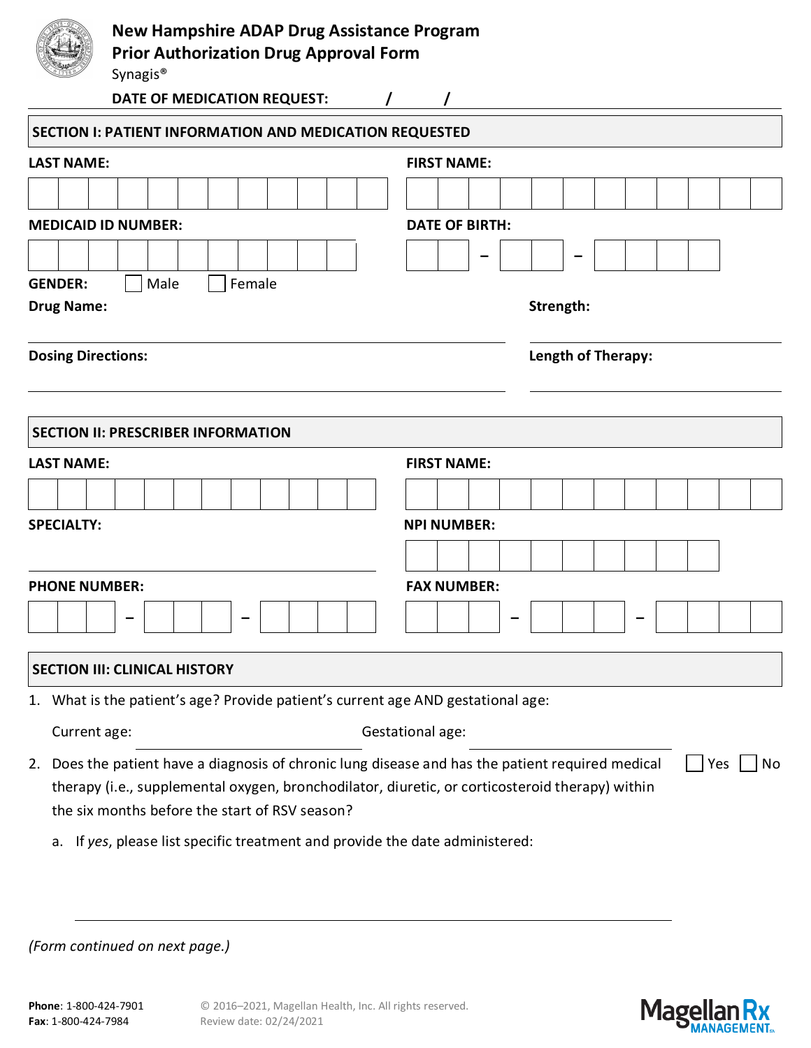# New Hampshire ADAP Drug Assistance Program
# Prior Authorization Drug Approval Form

Synagis®

**DATE OF MEDICATION REQUEST:** / /

## SECTION I: PATIENT INFORMATION AND MEDICATION REQUESTED

**LAST NAME:**

**FIRST NAME:**

**MEDICAID ID NUMBER:**

**DATE OF BIRTH:** – –

**GENDER:** ☐ Male ☐ Female

**Drug Name:**

**Strength:**

**Dosing Directions:**

**Length of Therapy:**

## SECTION II: PRESCRIBER INFORMATION

**LAST NAME:**

**FIRST NAME:**

**SPECIALTY:**

**NPI NUMBER:**

**PHONE NUMBER:** – –

**FAX NUMBER:** – –

## SECTION III: CLINICAL HISTORY

1. What is the patient's age? Provide patient's current age AND gestational age:

   Current age: \_\_\_\_\_\_\_\_\_\_ Gestational age: \_\_\_\_\_\_\_\_\_\_

2. Does the patient have a diagnosis of chronic lung disease and has the patient required medical therapy (i.e., supplemental oxygen, bronchodilator, diuretic, or corticosteroid therapy) within the six months before the start of RSV season? ☐ Yes ☐ No

   a. If *yes*, please list specific treatment and provide the date administered:

*(Form continued on next page.)*

**Phone**: 1-800-424-7901
**Fax**: 1-800-424-7984

© 2016–2021, Magellan Health, Inc. All rights reserved.
Review date: 02/24/2021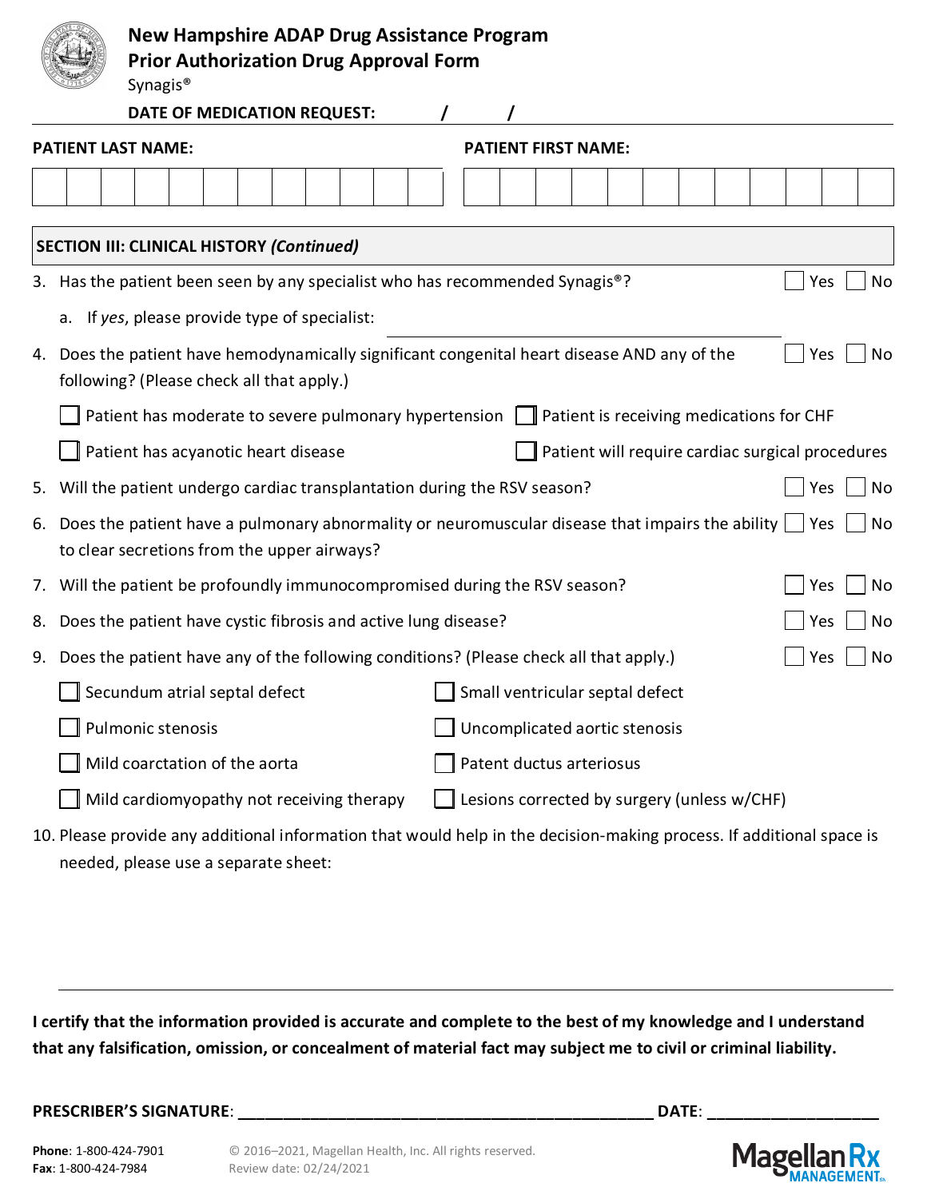# New Hampshire ADAP Drug Assistance Program
## Prior Authorization Drug Approval Form

Synagis®

**DATE OF MEDICATION REQUEST:** / /

**PATIENT LAST NAME:** **PATIENT FIRST NAME:**

| | |
|---|---|
| | |

### SECTION III: CLINICAL HISTORY *(Continued)*

3. Has the patient been seen by any specialist who has recommended Synagis®? ☐ Yes ☐ No
   a. If *yes*, please provide type of specialist: ______________________________

4. Does the patient have hemodynamically significant congenital heart disease AND any of the following? (Please check all that apply.) ☐ Yes ☐ No
   - ☐ Patient has moderate to severe pulmonary hypertension
   - ☐ Patient is receiving medications for CHF
   - ☐ Patient has acyanotic heart disease
   - ☐ Patient will require cardiac surgical procedures

5. Will the patient undergo cardiac transplantation during the RSV season? ☐ Yes ☐ No

6. Does the patient have a pulmonary abnormality or neuromuscular disease that impairs the ability to clear secretions from the upper airways? ☐ Yes ☐ No

7. Will the patient be profoundly immunocompromised during the RSV season? ☐ Yes ☐ No

8. Does the patient have cystic fibrosis and active lung disease? ☐ Yes ☐ No

9. Does the patient have any of the following conditions? (Please check all that apply.) ☐ Yes ☐ No
   - ☐ Secundum atrial septal defect
   - ☐ Small ventricular septal defect
   - ☐ Pulmonic stenosis
   - ☐ Uncomplicated aortic stenosis
   - ☐ Mild coarctation of the aorta
   - ☐ Patent ductus arteriosus
   - ☐ Mild cardiomyopathy not receiving therapy
   - ☐ Lesions corrected by surgery (unless w/CHF)

10. Please provide any additional information that would help in the decision-making process. If additional space is needed, please use a separate sheet:

**I certify that the information provided is accurate and complete to the best of my knowledge and I understand that any falsification, omission, or concealment of material fact may subject me to civil or criminal liability.**

**PRESCRIBER'S SIGNATURE**: ______________________________ **DATE**: ____________

**Phone**: 1-800-424-7901
**Fax**: 1-800-424-7984

© 2016–2021, Magellan Health, Inc. All rights reserved.
Review date: 02/24/2021

Magellan Rx MANAGEMENT